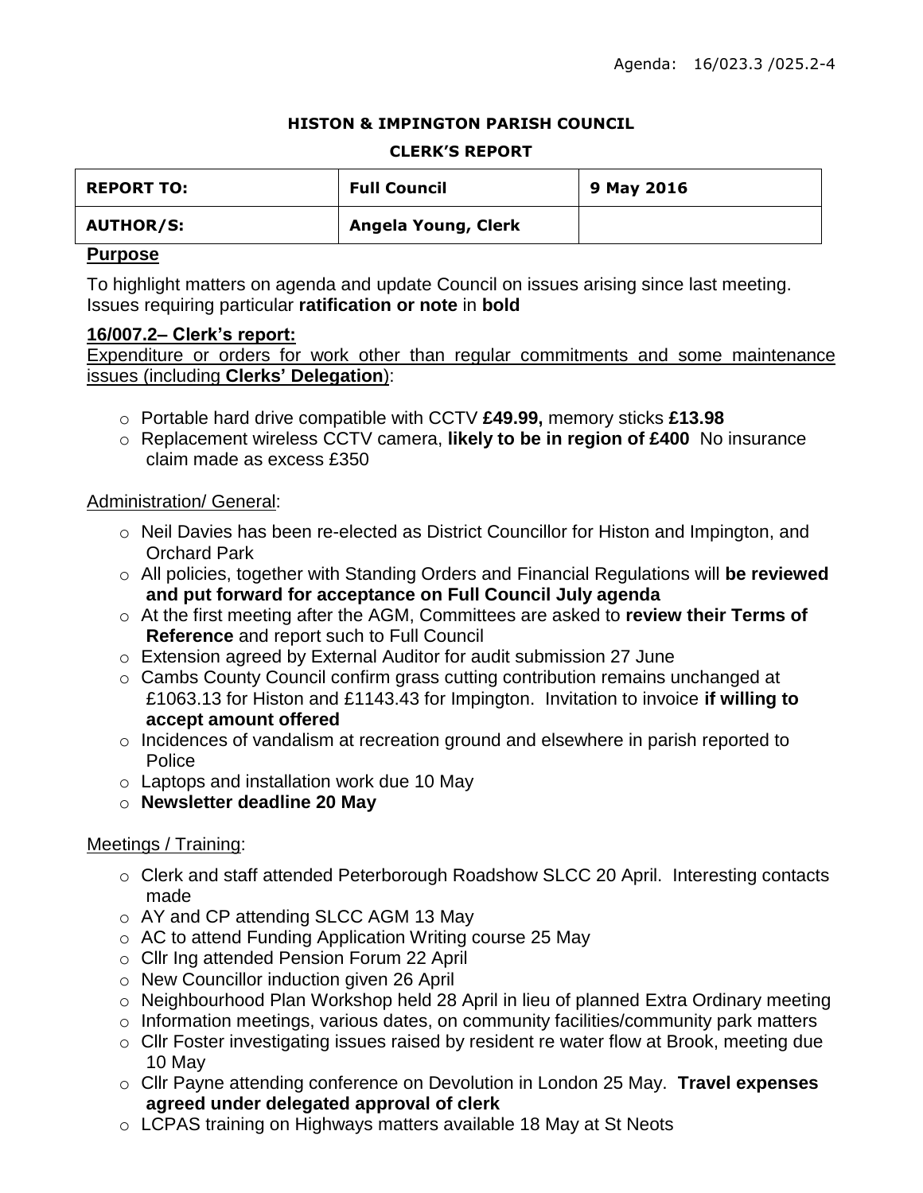Agenda: 16/023.3 /025.2-4

**HISTON & IMPINGTON PARISH COUNCIL**

**CLERK'S REPORT**

| **REPORT TO:** | **Full Council** | **9 May 2016** |
|---|---|---|
| **AUTHOR/S:** | **Angela Young, Clerk** | |

## Purpose

To highlight matters on agenda and update Council on issues arising since last meeting. Issues requiring particular **ratification or note** in **bold**

### 16/007.2– Clerk's report:

Expenditure or orders for work other than regular commitments and some maintenance issues (including **Clerks' Delegation**):

- Portable hard drive compatible with CCTV **£49.99,** memory sticks **£13.98**
- Replacement wireless CCTV camera, **likely to be in region of £400** No insurance claim made as excess £350

Administration/ General:

- Neil Davies has been re-elected as District Councillor for Histon and Impington, and Orchard Park
- All policies, together with Standing Orders and Financial Regulations will **be reviewed and put forward for acceptance on Full Council July agenda**
- At the first meeting after the AGM, Committees are asked to **review their Terms of Reference** and report such to Full Council
- Extension agreed by External Auditor for audit submission 27 June
- Cambs County Council confirm grass cutting contribution remains unchanged at £1063.13 for Histon and £1143.43 for Impington. Invitation to invoice **if willing to accept amount offered**
- Incidences of vandalism at recreation ground and elsewhere in parish reported to Police
- Laptops and installation work due 10 May
- **Newsletter deadline 20 May**

Meetings / Training:

- Clerk and staff attended Peterborough Roadshow SLCC 20 April. Interesting contacts made
- AY and CP attending SLCC AGM 13 May
- AC to attend Funding Application Writing course 25 May
- Cllr Ing attended Pension Forum 22 April
- New Councillor induction given 26 April
- Neighbourhood Plan Workshop held 28 April in lieu of planned Extra Ordinary meeting
- Information meetings, various dates, on community facilities/community park matters
- Cllr Foster investigating issues raised by resident re water flow at Brook, meeting due 10 May
- Cllr Payne attending conference on Devolution in London 25 May. **Travel expenses agreed under delegated approval of clerk**
- LCPAS training on Highways matters available 18 May at St Neots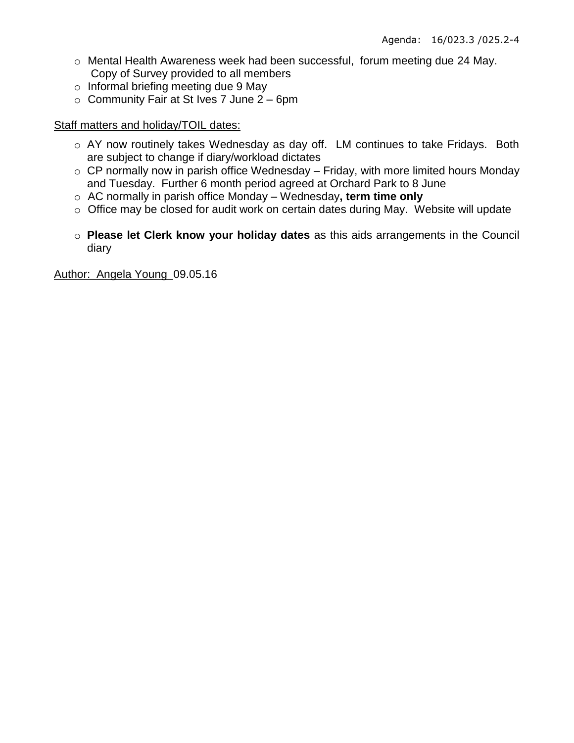- Mental Health Awareness week had been successful, forum meeting due 24 May. Copy of Survey provided to all members
- Informal briefing meeting due 9 May
- Community Fair at St Ives 7 June 2 – 6pm

Staff matters and holiday/TOIL dates:

- AY now routinely takes Wednesday as day off. LM continues to take Fridays. Both are subject to change if diary/workload dictates
- CP normally now in parish office Wednesday – Friday, with more limited hours Monday and Tuesday. Further 6 month period agreed at Orchard Park to 8 June
- AC normally in parish office Monday – Wednesday**, term time only**
- Office may be closed for audit work on certain dates during May. Website will update
- **Please let Clerk know your holiday dates** as this aids arrangements in the Council diary

Author: Angela Young 09.05.16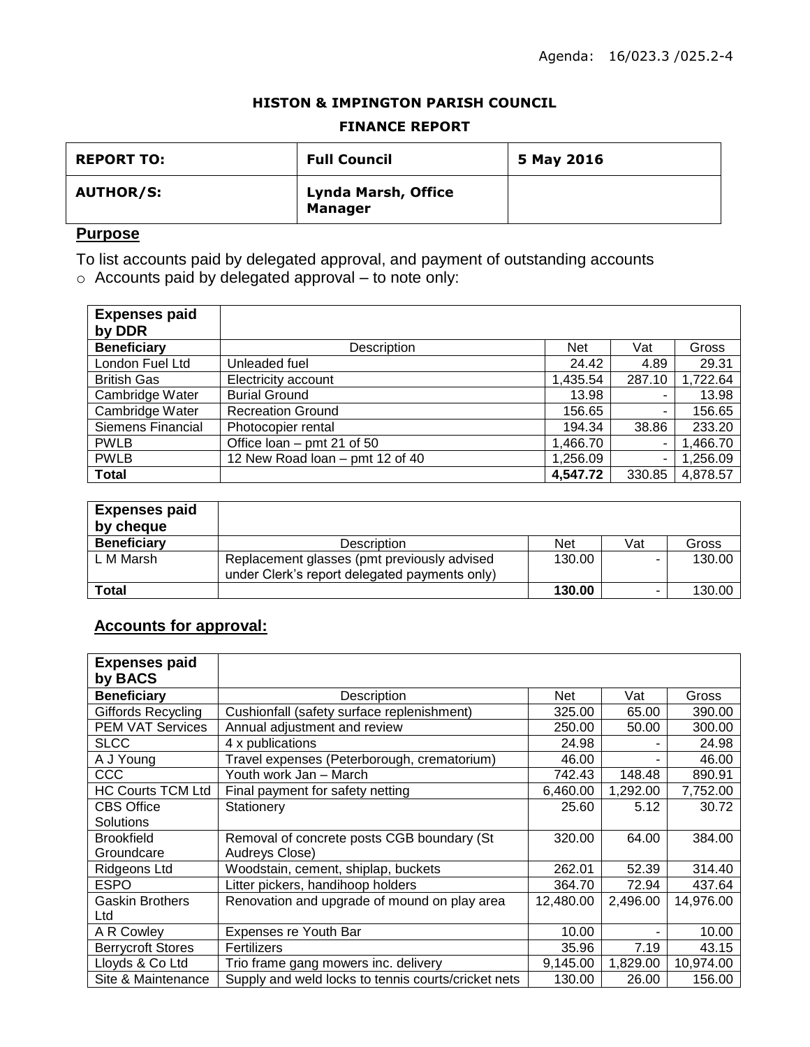Agenda: 16/023.3 /025.2-4

**HISTON & IMPINGTON PARISH COUNCIL**

**FINANCE REPORT**

| **REPORT TO:** | **Full Council** | **5 May 2016** |
|---|---|---|
| **AUTHOR/S:** | **Lynda Marsh, Office Manager** | |

## Purpose

To list accounts paid by delegated approval, and payment of outstanding accounts

- Accounts paid by delegated approval – to note only:

| **Expenses paid by DDR** | | | | |
|---|---|---|---|---|
| **Beneficiary** | Description | Net | Vat | Gross |
| London Fuel Ltd | Unleaded fuel | 24.42 | 4.89 | 29.31 |
| British Gas | Electricity account | 1,435.54 | 287.10 | 1,722.64 |
| Cambridge Water | Burial Ground | 13.98 | - | 13.98 |
| Cambridge Water | Recreation Ground | 156.65 | - | 156.65 |
| Siemens Financial | Photocopier rental | 194.34 | 38.86 | 233.20 |
| PWLB | Office loan – pmt 21 of 50 | 1,466.70 | - | 1,466.70 |
| PWLB | 12 New Road loan – pmt 12 of 40 | 1,256.09 | - | 1,256.09 |
| **Total** | | **4,547.72** | 330.85 | 4,878.57 |

| **Expenses paid by cheque** | | | | |
|---|---|---|---|---|
| **Beneficiary** | Description | Net | Vat | Gross |
| L M Marsh | Replacement glasses (pmt previously advised under Clerk's report delegated payments only) | 130.00 | - | 130.00 |
| **Total** | | **130.00** | - | 130.00 |

## Accounts for approval:

| **Expenses paid by BACS** | | | | |
|---|---|---|---|---|
| **Beneficiary** | Description | Net | Vat | Gross |
| Giffords Recycling | Cushionfall (safety surface replenishment) | 325.00 | 65.00 | 390.00 |
| PEM VAT Services | Annual adjustment and review | 250.00 | 50.00 | 300.00 |
| SLCC | 4 x publications | 24.98 | - | 24.98 |
| A J Young | Travel expenses (Peterborough, crematorium) | 46.00 | - | 46.00 |
| CCC | Youth work Jan – March | 742.43 | 148.48 | 890.91 |
| HC Courts TCM Ltd | Final payment for safety netting | 6,460.00 | 1,292.00 | 7,752.00 |
| CBS Office Solutions | Stationery | 25.60 | 5.12 | 30.72 |
| Brookfield Groundcare | Removal of concrete posts CGB boundary (St Audreys Close) | 320.00 | 64.00 | 384.00 |
| Ridgeons Ltd | Woodstain, cement, shiplap, buckets | 262.01 | 52.39 | 314.40 |
| ESPO | Litter pickers, handihoop holders | 364.70 | 72.94 | 437.64 |
| Gaskin Brothers Ltd | Renovation and upgrade of mound on play area | 12,480.00 | 2,496.00 | 14,976.00 |
| A R Cowley | Expenses re Youth Bar | 10.00 | - | 10.00 |
| Berrycroft Stores | Fertilizers | 35.96 | 7.19 | 43.15 |
| Lloyds & Co Ltd | Trio frame gang mowers inc. delivery | 9,145.00 | 1,829.00 | 10,974.00 |
| Site & Maintenance | Supply and weld locks to tennis courts/cricket nets | 130.00 | 26.00 | 156.00 |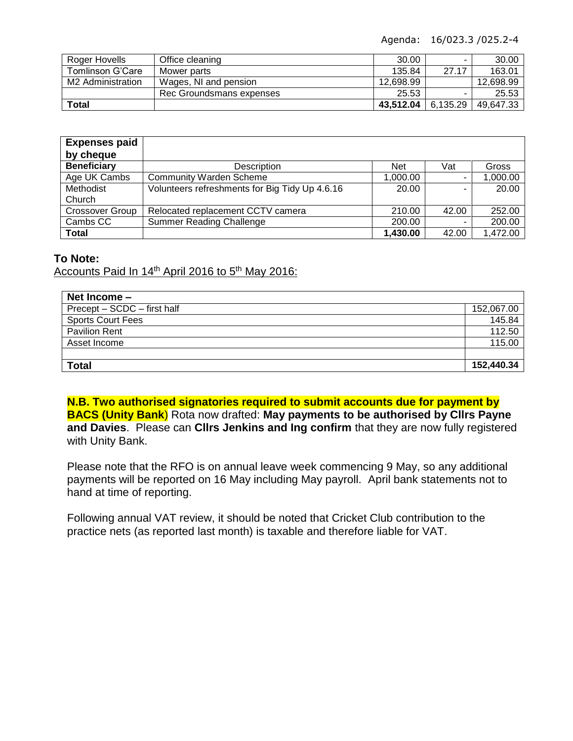| | | | | |
|---|---|---|---|---|
| Roger Hovells | Office cleaning | 30.00 | - | 30.00 |
| Tomlinson G'Care | Mower parts | 135.84 | 27.17 | 163.01 |
| M2 Administration | Wages, NI and pension | 12,698.99 | | 12,698.99 |
| | Rec Groundsmans expenses | 25.53 | - | 25.53 |
| **Total** | | **43,512.04** | 6,135.29 | 49,647.33 |

| **Expenses paid by cheque** | | | | |
|---|---|---|---|---|
| **Beneficiary** | Description | Net | Vat | Gross |
| Age UK Cambs | Community Warden Scheme | 1,000.00 | - | 1,000.00 |
| Methodist Church | Volunteers refreshments for Big Tidy Up 4.6.16 | 20.00 | - | 20.00 |
| Crossover Group | Relocated replacement CCTV camera | 210.00 | 42.00 | 252.00 |
| Cambs CC | Summer Reading Challenge | 200.00 | - | 200.00 |
| **Total** | | **1,430.00** | 42.00 | 1,472.00 |

**To Note:**

Accounts Paid In 14th April 2016 to 5th May 2016:

| **Net Income –** | |
|---|---|
| Precept – SCDC – first half | 152,067.00 |
| Sports Court Fees | 145.84 |
| Pavilion Rent | 112.50 |
| Asset Income | 115.00 |
| | |
| **Total** | **152,440.34** |

**N.B. Two authorised signatories required to submit accounts due for payment by BACS (Unity Bank**) Rota now drafted: **May payments to be authorised by Cllrs Payne and Davies**. Please can **Cllrs Jenkins and Ing confirm** that they are now fully registered with Unity Bank.

Please note that the RFO is on annual leave week commencing 9 May, so any additional payments will be reported on 16 May including May payroll. April bank statements not to hand at time of reporting.

Following annual VAT review, it should be noted that Cricket Club contribution to the practice nets (as reported last month) is taxable and therefore liable for VAT.